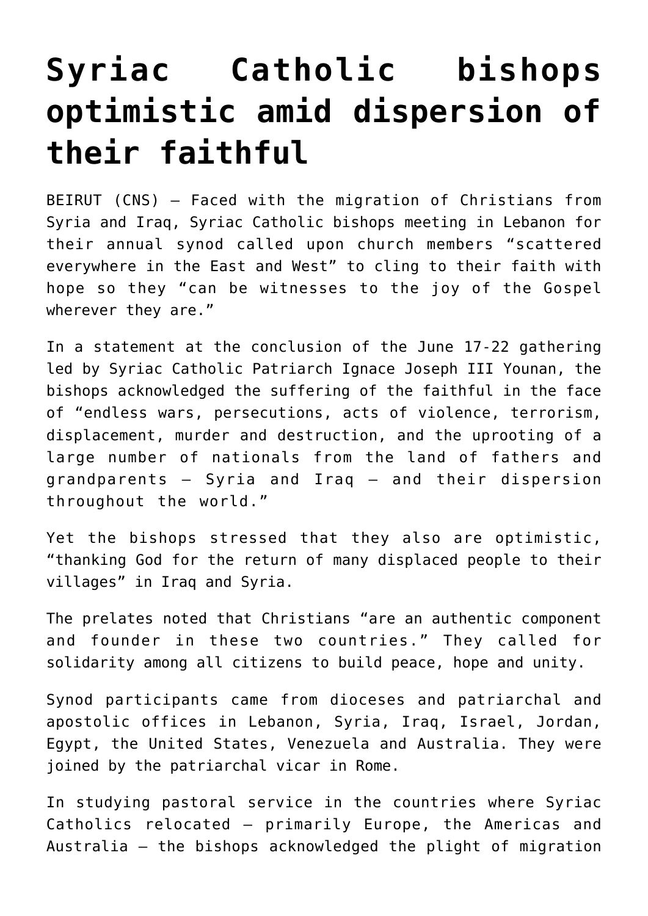# Syriac Catholic bishops optimistic amid dispersion of their faithful

BEIRUT (CNS) — Faced with the migration of Christians from Syria and Iraq, Syriac Catholic bishops meeting in Lebanon for their annual synod called upon church members "scattered everywhere in the East and West" to cling to their faith with hope so they "can be witnesses to the joy of the Gospel wherever they are."

In a statement at the conclusion of the June 17-22 gathering led by Syriac Catholic Patriarch Ignace Joseph III Younan, the bishops acknowledged the suffering of the faithful in the face of "endless wars, persecutions, acts of violence, terrorism, displacement, murder and destruction, and the uprooting of a large number of nationals from the land of fathers and grandparents — Syria and Iraq — and their dispersion throughout the world."

Yet the bishops stressed that they also are optimistic, "thanking God for the return of many displaced people to their villages" in Iraq and Syria.

The prelates noted that Christians "are an authentic component and founder in these two countries." They called for solidarity among all citizens to build peace, hope and unity.

Synod participants came from dioceses and patriarchal and apostolic offices in Lebanon, Syria, Iraq, Israel, Jordan, Egypt, the United States, Venezuela and Australia. They were joined by the patriarchal vicar in Rome.

In studying pastoral service in the countries where Syriac Catholics relocated — primarily Europe, the Americas and Australia — the bishops acknowledged the plight of migration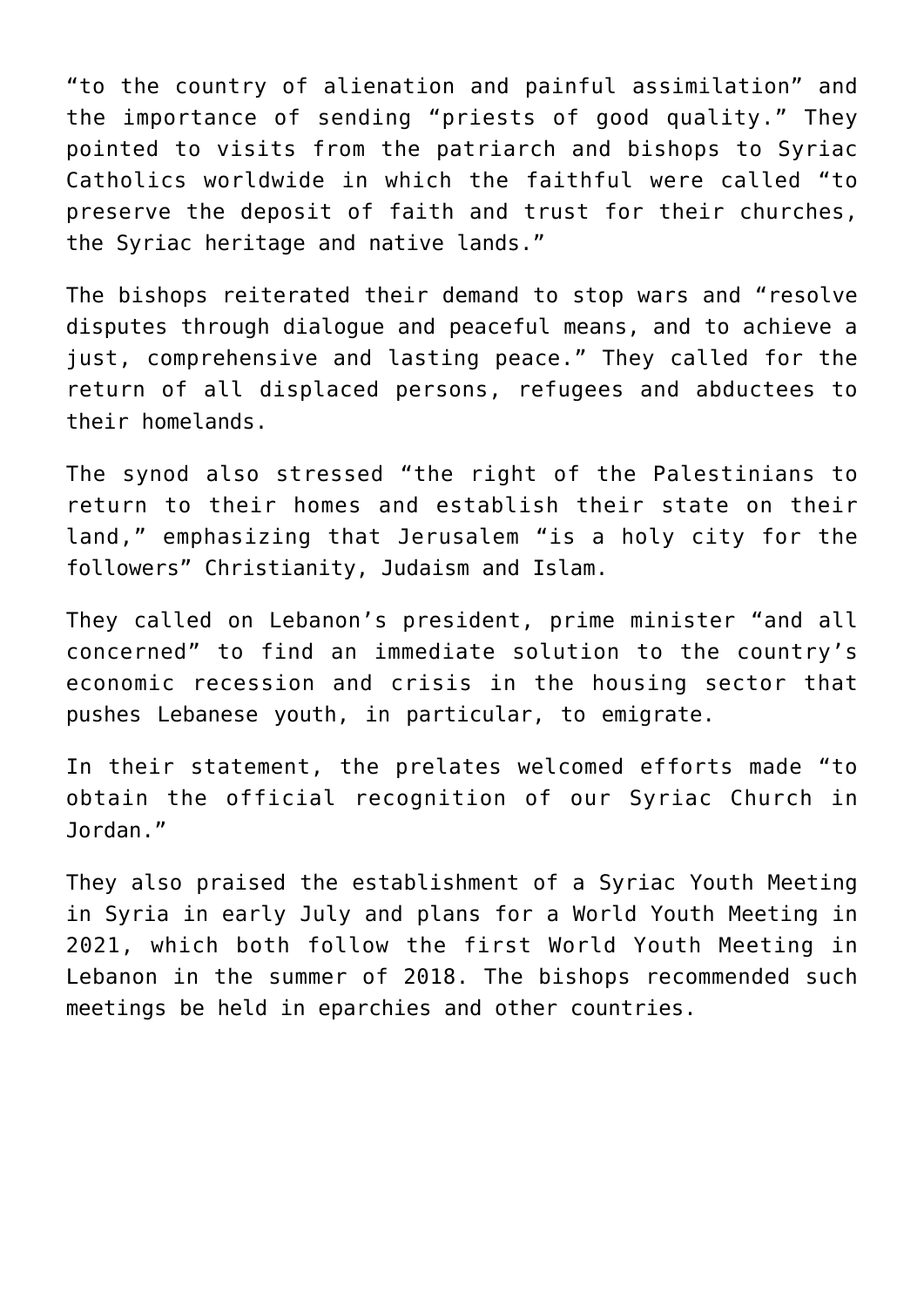“to the country of alienation and painful assimilation” and the importance of sending “priests of good quality.” They pointed to visits from the patriarch and bishops to Syriac Catholics worldwide in which the faithful were called “to preserve the deposit of faith and trust for their churches, the Syriac heritage and native lands.”

The bishops reiterated their demand to stop wars and “resolve disputes through dialogue and peaceful means, and to achieve a just, comprehensive and lasting peace.” They called for the return of all displaced persons, refugees and abductees to their homelands.

The synod also stressed “the right of the Palestinians to return to their homes and establish their state on their land,” emphasizing that Jerusalem “is a holy city for the followers” Christianity, Judaism and Islam.

They called on Lebanon’s president, prime minister “and all concerned” to find an immediate solution to the country’s economic recession and crisis in the housing sector that pushes Lebanese youth, in particular, to emigrate.

In their statement, the prelates welcomed efforts made “to obtain the official recognition of our Syriac Church in Jordan.”

They also praised the establishment of a Syriac Youth Meeting in Syria in early July and plans for a World Youth Meeting in 2021, which both follow the first World Youth Meeting in Lebanon in the summer of 2018. The bishops recommended such meetings be held in eparchies and other countries.